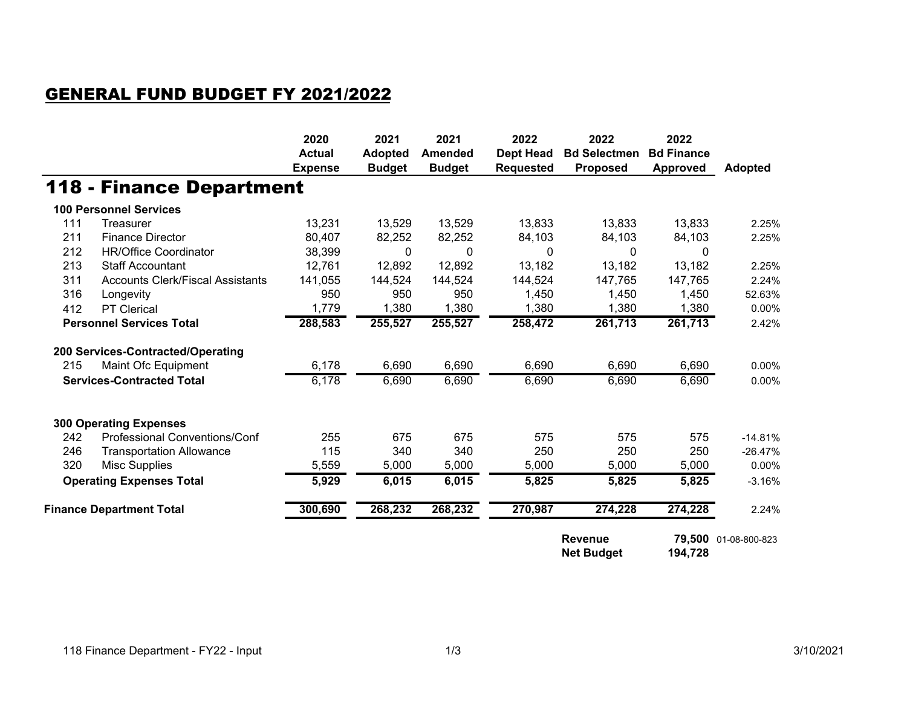# GENERAL FUND BUDGET FY 2021/2022

## 118 - Finance Department

| | | 2020 Actual Expense | 2021 Adopted Budget | 2021 Amended Budget | 2022 Dept Head Requested | 2022 Bd Selectmen Proposed | 2022 Bd Finance Approved | Adopted |
|---|---|---|---|---|---|---|---|---|
| **100 Personnel Services** | | | | | | | | |
| 111 | Treasurer | 13,231 | 13,529 | 13,529 | 13,833 | 13,833 | 13,833 | 2.25% |
| 211 | Finance Director | 80,407 | 82,252 | 82,252 | 84,103 | 84,103 | 84,103 | 2.25% |
| 212 | HR/Office Coordinator | 38,399 | 0 | 0 | 0 | 0 | 0 | |
| 213 | Staff Accountant | 12,761 | 12,892 | 12,892 | 13,182 | 13,182 | 13,182 | 2.25% |
| 311 | Accounts Clerk/Fiscal Assistants | 141,055 | 144,524 | 144,524 | 144,524 | 147,765 | 147,765 | 2.24% |
| 316 | Longevity | 950 | 950 | 950 | 1,450 | 1,450 | 1,450 | 52.63% |
| 412 | PT Clerical | 1,779 | 1,380 | 1,380 | 1,380 | 1,380 | 1,380 | 0.00% |
| **Personnel Services Total** | | **288,583** | **255,527** | **255,527** | **258,472** | **261,713** | **261,713** | 2.42% |
| **200 Services-Contracted/Operating** | | | | | | | | |
| 215 | Maint Ofc Equipment | 6,178 | 6,690 | 6,690 | 6,690 | 6,690 | 6,690 | 0.00% |
| **Services-Contracted Total** | | 6,178 | 6,690 | 6,690 | 6,690 | 6,690 | 6,690 | 0.00% |
| **300 Operating Expenses** | | | | | | | | |
| 242 | Professional Conventions/Conf | 255 | 675 | 675 | 575 | 575 | 575 | -14.81% |
| 246 | Transportation Allowance | 115 | 340 | 340 | 250 | 250 | 250 | -26.47% |
| 320 | Misc Supplies | 5,559 | 5,000 | 5,000 | 5,000 | 5,000 | 5,000 | 0.00% |
| **Operating Expenses Total** | | **5,929** | **6,015** | **6,015** | **5,825** | **5,825** | **5,825** | -3.16% |
| **Finance Department Total** | | **300,690** | **268,232** | **268,232** | **270,987** | **274,228** | **274,228** | 2.24% |
| | | | | | | **Revenue** | **79,500** | 01-08-800-823 |
| | | | | | | **Net Budget** | **194,728** | |

118 Finance Department - FY22 - Input

3/10/2021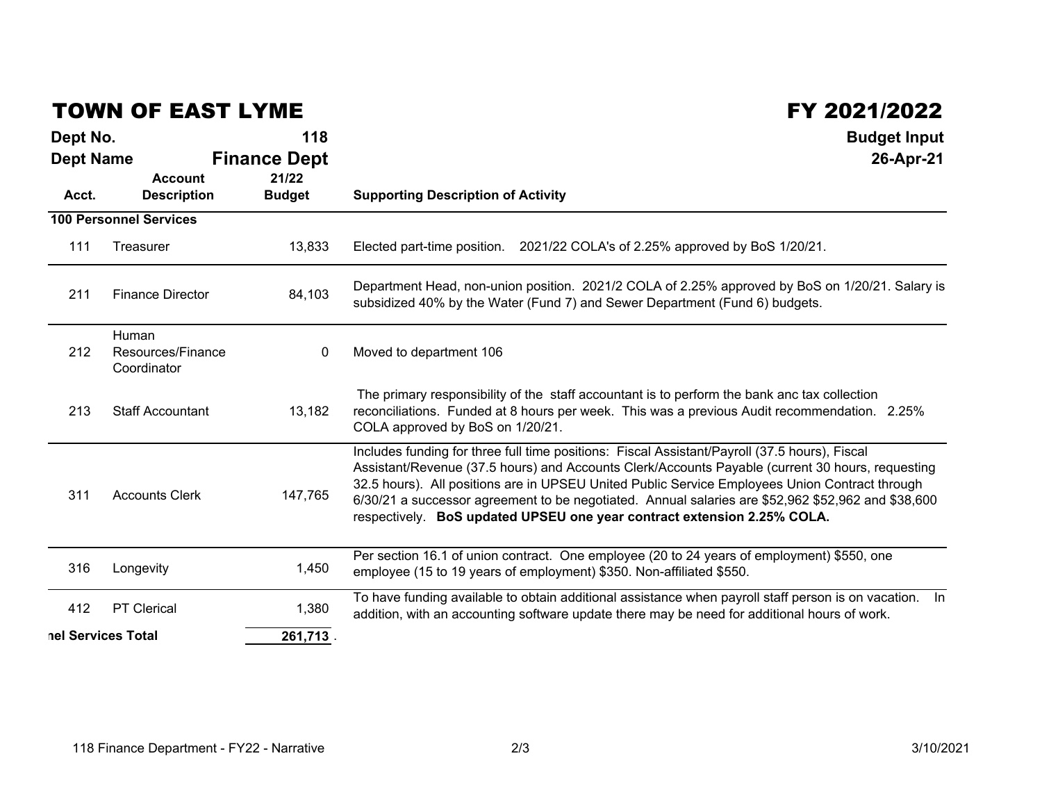# TOWN OF EAST LYME

# FY 2021/2022

**Dept No.** **118**
**Dept Name** **Finance Dept**

**Budget Input**
**26-Apr-21**

| Acct. | Account Description | 21/22 Budget | Supporting Description of Activity |
|---|---|---|---|
| **100 Personnel Services** | | | |
| 111 | Treasurer | 13,833 | Elected part-time position. 2021/22 COLA's of 2.25% approved by BoS 1/20/21. |
| 211 | Finance Director | 84,103 | Department Head, non-union position. 2021/2 COLA of 2.25% approved by BoS on 1/20/21. Salary is subsidized 40% by the Water (Fund 7) and Sewer Department (Fund 6) budgets. |
| 212 | Human Resources/Finance Coordinator | 0 | Moved to department 106 |
| 213 | Staff Accountant | 13,182 | The primary responsibility of the staff accountant is to perform the bank anc tax collection reconciliations. Funded at 8 hours per week. This was a previous Audit recommendation. 2.25% COLA approved by BoS on 1/20/21. |
| 311 | Accounts Clerk | 147,765 | Includes funding for three full time positions: Fiscal Assistant/Payroll (37.5 hours), Fiscal Assistant/Revenue (37.5 hours) and Accounts Clerk/Accounts Payable (current 30 hours, requesting 32.5 hours). All positions are in UPSEU United Public Service Employees Union Contract through 6/30/21 a successor agreement to be negotiated. Annual salaries are $52,962 $52,962 and $38,600 respectively. **BoS updated UPSEU one year contract extension 2.25% COLA.** |
| 316 | Longevity | 1,450 | Per section 16.1 of union contract. One employee (20 to 24 years of employment) $550, one employee (15 to 19 years of employment) $350. Non-affiliated $550. |
| 412 | PT Clerical | 1,380 | To have funding available to obtain additional assistance when payroll staff person is on vacation. In addition, with an accounting software update there may be need for additional hours of work. |
| **nel Services Total** | | **261,713** | |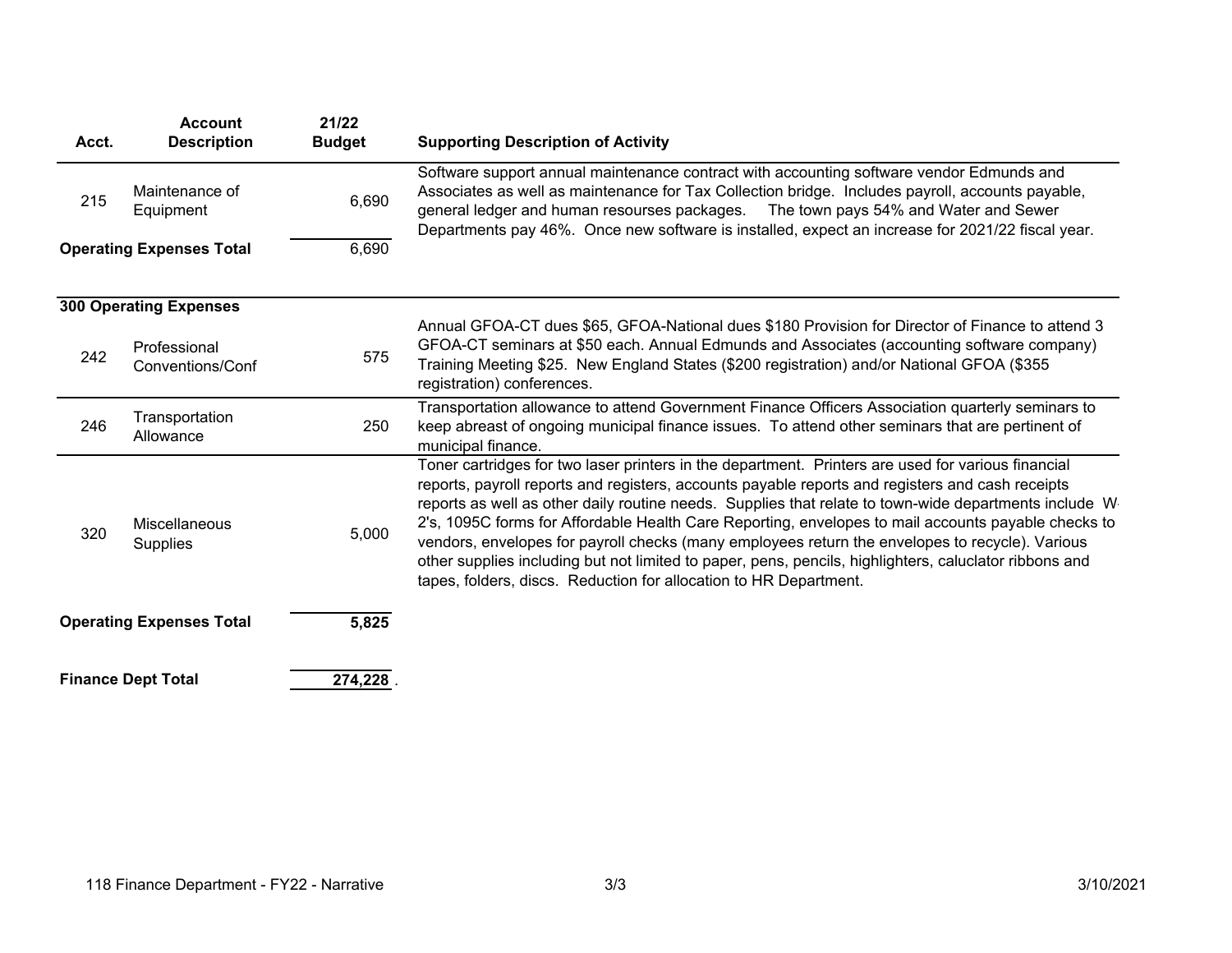| Acct. | Account Description | 21/22 Budget | Supporting Description of Activity |
|---|---|---|---|
| 215 | Maintenance of Equipment | 6,690 | Software support annual maintenance contract with accounting software vendor Edmunds and Associates as well as maintenance for Tax Collection bridge. Includes payroll, accounts payable, general ledger and human resourses packages. The town pays 54% and Water and Sewer Departments pay 46%. Once new software is installed, expect an increase for 2021/22 fiscal year. |
| **Operating Expenses Total** | | 6,690 | |
| **300 Operating Expenses** | | | |
| 242 | Professional Conventions/Conf | 575 | Annual GFOA-CT dues $65, GFOA-National dues $180 Provision for Director of Finance to attend 3 GFOA-CT seminars at $50 each. Annual Edmunds and Associates (accounting software company) Training Meeting $25. New England States ($200 registration) and/or National GFOA ($355 registration) conferences. |
| 246 | Transportation Allowance | 250 | Transportation allowance to attend Government Finance Officers Association quarterly seminars to keep abreast of ongoing municipal finance issues. To attend other seminars that are pertinent of municipal finance. |
| 320 | Miscellaneous Supplies | 5,000 | Toner cartridges for two laser printers in the department. Printers are used for various financial reports, payroll reports and registers, accounts payable reports and registers and cash receipts reports as well as other daily routine needs. Supplies that relate to town-wide departments include W-2's, 1095C forms for Affordable Health Care Reporting, envelopes to mail accounts payable checks to vendors, envelopes for payroll checks (many employees return the envelopes to recycle). Various other supplies including but not limited to paper, pens, pencils, highlighters, caluclator ribbons and tapes, folders, discs. Reduction for allocation to HR Department. |
| **Operating Expenses Total** | | **5,825** | |
| **Finance Dept Total** | | **274,228** | |